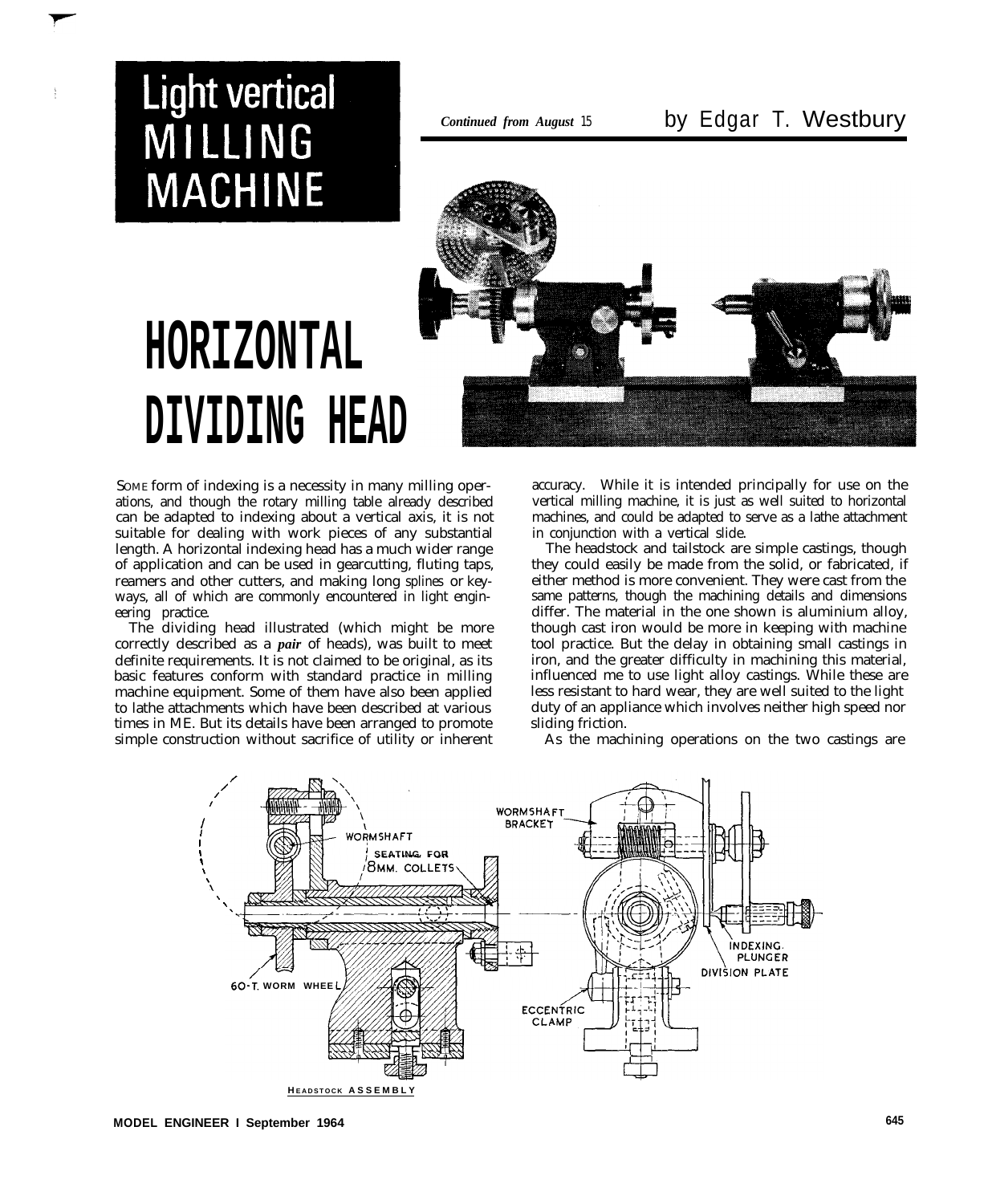# Light vertical MILLING MACHINE

*Continued from August 15*

by Edgar T. Westbury

# HORIZONTAL DIVIDING HEAD

SOME form of indexing is a necessity in many milling operations, and though the rotary milling table already described can be adapted to indexing about a vertical axis, it is not suitable for dealing with work pieces of any substantial length. A horizontal indexing head has a much wider range of application and can be used in gearcutting, fluting taps, reamers and other cutters, and making long splines or keyways, all of which are commonly encountered in light engineering practice.

The dividing head illustrated (which might be more correctly described as a ***pair*** of heads), was built to meet definite requirements. It is not claimed to be original, as its basic features conform with standard practice in milling machine equipment. Some of them have also been applied to lathe attachments which have been described at various times in ME. But its details have been arranged to promote simple construction without sacrifice of utility or inherent accuracy. While it is intended principally for use on the vertical milling machine, it is just as well suited to horizontal machines, and could be adapted to serve as a lathe attachment in conjunction with a vertical slide.

The headstock and tailstock are simple castings, though they could easily be made from the solid, or fabricated, if either method is more convenient. They were cast from the same patterns, though the machining details and dimensions differ. The material in the one shown is aluminium alloy, though cast iron would be more in keeping with machine tool practice. But the delay in obtaining small castings in iron, and the greater difficulty in machining this material, influenced me to use light alloy castings. While these are less resistant to hard wear, they are well suited to the light duty of an appliance which involves neither high speed nor sliding friction.

As the machining operations on the two castings are

WORMSHAFT
SEATING FOR 8MM. COLLETS
60-T. WORM WHEEL
WORMSHAFT BRACKET
INDEXING PLUNGER
DIVISION PLATE
ECCENTRIC CLAMP

HEADSTOCK ASSEMBLY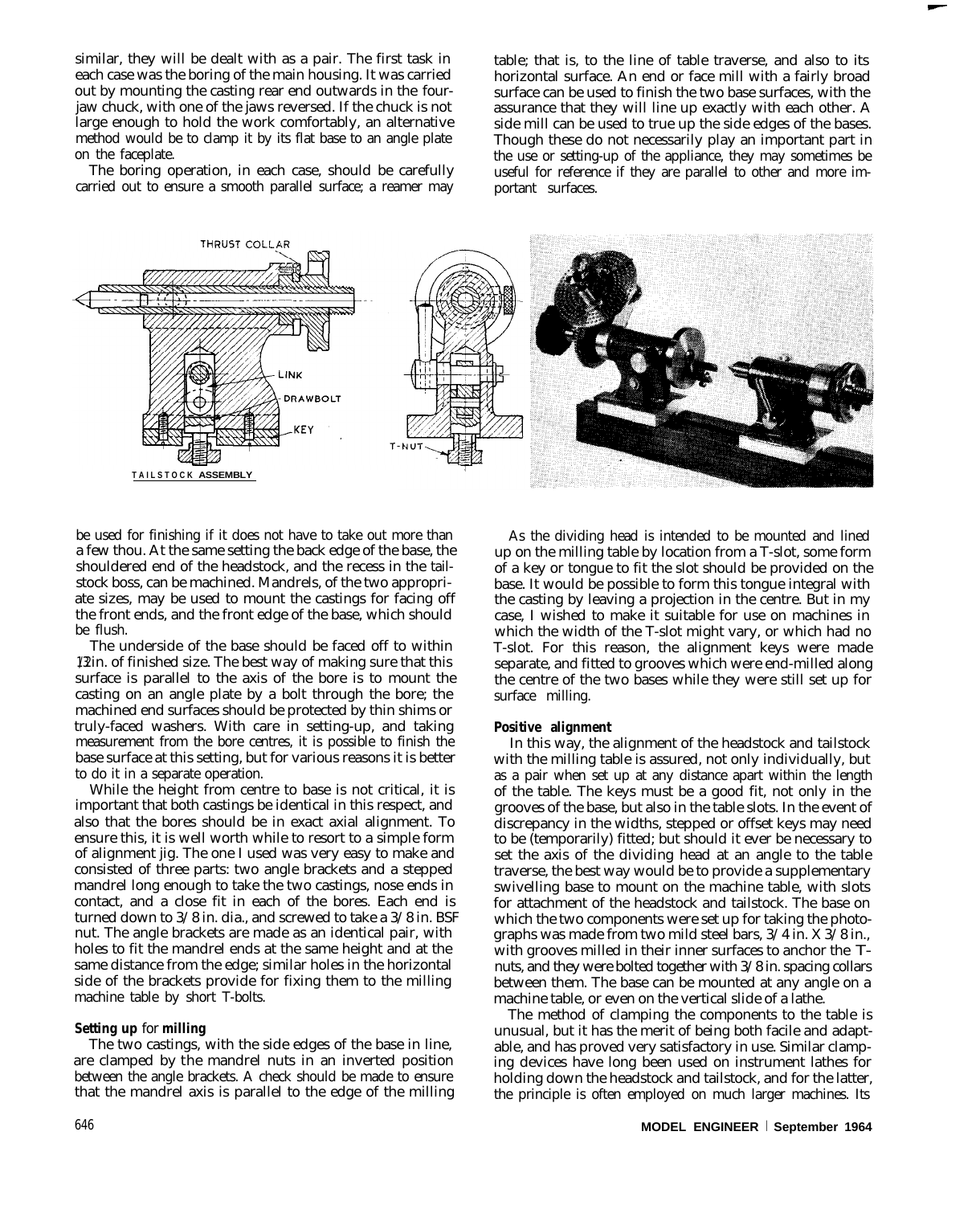similar, they will be dealt with as a pair. The first task in each case was the boring of the main housing. It was carried out by mounting the casting rear end outwards in the four-jaw chuck, with one of the jaws reversed. If the chuck is not large enough to hold the work comfortably, an alternative method would be to clamp it by its flat base to an angle plate on the faceplate.

The boring operation, in each case, should be carefully carried out to ensure a smooth parallel surface; a reamer may be used for finishing if it does not have to take out more than a few thou. At the same setting the back edge of the base, the shouldered end of the headstock, and the recess in the tailstock boss, can be machined. Mandrels, of the two appropriate sizes, may be used to mount the castings for facing off the front ends, and the front edge of the base, which should be flush.

The underside of the base should be faced off to within 1/32 in. of finished size. The best way of making sure that this surface is parallel to the axis of the bore is to mount the casting on an angle plate by a bolt through the bore; the machined end surfaces should be protected by thin shims or truly-faced washers. With care in setting-up, and taking measurement from the bore centres, it is possible to finish the base surface at this setting, but for various reasons it is better to do it in a separate operation.

While the height from centre to base is not critical, it is important that both castings be identical in this respect, and also that the bores should be in exact axial alignment. To ensure this, it is well worth while to resort to a simple form of alignment jig. The one I used was very easy to make and consisted of three parts: two angle brackets and a stepped mandrel long enough to take the two castings, nose ends in contact, and a close fit in each of the bores. Each end is turned down to 3/8 in. dia., and screwed to take a 3/8 in. BSF nut. The angle brackets are made as an identical pair, with holes to fit the mandrel ends at the same height and at the same distance from the edge; similar holes in the horizontal side of the brackets provide for fixing them to the milling machine table by short T-bolts.

### Setting up for milling

The two castings, with the side edges of the base in line, are clamped by the mandrel nuts in an inverted position between the angle brackets. A check should be made to ensure that the mandrel axis is parallel to the edge of the milling table; that is, to the line of table traverse, and also to its horizontal surface. An end or face mill with a fairly broad surface can be used to finish the two base surfaces, with the assurance that they will line up exactly with each other. A side mill can be used to true up the side edges of the bases. Though these do not necessarily play an important part in the use or setting-up of the appliance, they may sometimes be useful for reference if they are parallel to other and more important surfaces.

TAILSTOCK ASSEMBLY

As the dividing head is intended to be mounted and lined up on the milling table by location from a T-slot, some form of a key or tongue to fit the slot should be provided on the base. It would be possible to form this tongue integral with the casting by leaving a projection in the centre. But in my case, I wished to make it suitable for use on machines in which the width of the T-slot might vary, or which had no T-slot. For this reason, the alignment keys were made separate, and fitted to grooves which were end-milled along the centre of the two bases while they were still set up for surface milling.

### Positive alignment

In this way, the alignment of the headstock and tailstock with the milling table is assured, not only individually, but as a pair when set up at any distance apart within the length of the table. The keys must be a good fit, not only in the grooves of the base, but also in the table slots. In the event of discrepancy in the widths, stepped or offset keys may need to be (temporarily) fitted; but should it ever be necessary to set the axis of the dividing head at an angle to the table traverse, the best way would be to provide a supplementary swivelling base to mount on the machine table, with slots for attachment of the headstock and tailstock. The base on which the two components were set up for taking the photographs was made from two mild steel bars, 3/4 in. X 3/8 in., with grooves milled in their inner surfaces to anchor the T-nuts, and they were bolted together with 3/8 in. spacing collars between them. The base can be mounted at any angle on a machine table, or even on the vertical slide of a lathe.

The method of clamping the components to the table is unusual, but it has the merit of being both facile and adaptable, and has proved very satisfactory in use. Similar clamping devices have long been used on instrument lathes for holding down the headstock and tailstock, and for the latter, the principle is often employed on much larger machines. Its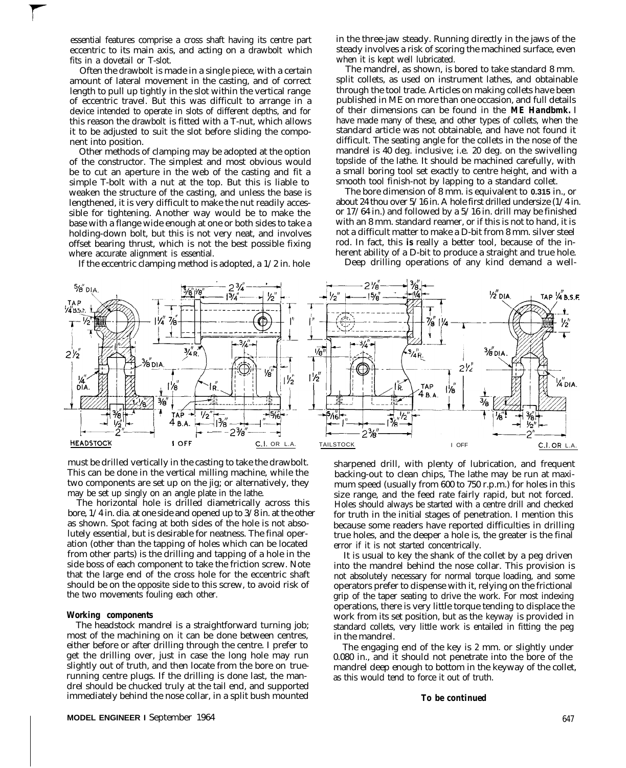essential features comprise a cross shaft having its centre part eccentric to its main axis, and acting on a drawbolt which fits in a dovetail or T-slot.

Often the drawbolt is made in a single piece, with a certain amount of lateral movement in the casting, and of correct length to pull up tightly in the slot within the vertical range of eccentric travel. But this was difficult to arrange in a device intended to operate in slots of different depths, and for this reason the drawbolt is fitted with a T-nut, which allows it to be adjusted to suit the slot before sliding the component into position.

Other methods of clamping may be adopted at the option of the constructor. The simplest and most obvious would be to cut an aperture in the web of the casting and fit a simple T-bolt with a nut at the top. But this is liable to weaken the structure of the casting, and unless the base is lengthened, it is very difficult to make the nut readily accessible for tightening. Another way would be to make the base with a flange wide enough at one or both sides to take a holding-down bolt, but this is not very neat, and involves offset bearing thrust, which is not the best possible fixing where accurate alignment is essential.

If the eccentric clamping method is adopted, a 1/2 in. hole must be drilled vertically in the casting to take the drawbolt. This can be done in the vertical milling machine, while the two components are set up on the jig; or alternatively, they may be set up singly on an angle plate in the lathe.

The horizontal hole is drilled diametrically across this bore, 1/4 in. dia. at one side and opened up to 3/8 in. at the other as shown. Spot facing at both sides of the hole is not absolutely essential, but is desirable for neatness. The final operation (other than the tapping of holes which can be located from other parts) is the drilling and tapping of a hole in the side boss of each component to take the friction screw. Note that the large end of the cross hole for the eccentric shaft should be on the opposite side to this screw, to avoid risk of the two movements fouling each other.

HEADSTOCK 1 OFF C.I. OR L.A.

TAILSTOCK 1 OFF C.I. OR L.A.

### Working components

The headstock mandrel is a straightforward turning job; most of the machining on it can be done between centres, either before or after drilling through the centre. I prefer to get the drilling over, just in case the long hole may run slightly out of truth, and then locate from the bore on true-running centre plugs. If the drilling is done last, the mandrel should be chucked truly at the tail end, and supported immediately behind the nose collar, in a split bush mounted in the three-jaw steady. Running directly in the jaws of the steady involves a risk of scoring the machined surface, even when it is kept well lubricated.

The mandrel, as shown, is bored to take standard 8 mm. split collets, as used on instrument lathes, and obtainable through the tool trade. Articles on making collets have been published in ME on more than one occasion, and full details of their dimensions can be found in the ***ME Handbmk.*** I have made many of these, and other types of collets, when the standard article was not obtainable, and have not found it difficult. The seating angle for the collets in the nose of the mandrel is 40 deg. inclusive; i.e. 20 deg. on the swivelling topslide of the lathe. It should be machined carefully, with a small boring tool set exactly to centre height, and with a smooth tool finish-not by lapping to a standard collet.

The bore dimension of 8 mm. is equivalent to **0.315** in., or about 24 thou over 5/16 in. A hole first drilled undersize (1/4 in. or 17/64 in.) and followed by a 5/16 in. drill may be finished with an 8 mm. standard reamer, or if this is not to hand, it is not a difficult matter to make a D-bit from 8 mm. silver steel rod. In fact, this **is** really a better tool, because of the inherent ability of a D-bit to produce a straight and true hole.

Deep drilling operations of any kind demand a well-sharpened drill, with plenty of lubrication, and frequent backing-out to clean chips, The lathe may be run at maximum speed (usually from 600 to 750 r.p.m.) for holes in this size range, and the feed rate fairly rapid, but not forced. Holes should always be started with a centre drill and checked for truth in the initial stages of penetration. I mention this because some readers have reported difficulties in drilling true holes, and the deeper a hole is, the greater is the final error if it is not started concentrically.

It is usual to key the shank of the collet by a peg driven into the mandrel behind the nose collar. This provision is not absolutely necessary for normal torque loading, and some operators prefer to dispense with it, relying on the frictional grip of the taper seating to drive the work. For most indexing operations, there is very little torque tending to displace the work from its set position, but as the keyway is provided in standard collets, very little work is entailed in fitting the peg in the mandrel.

The engaging end of the key is 2 mm. or slightly under 0.080 in., and it should not penetrate into the bore of the mandrel deep enough to bottom in the keyway of the collet, as this would tend to force it out of truth.

***To be continued***